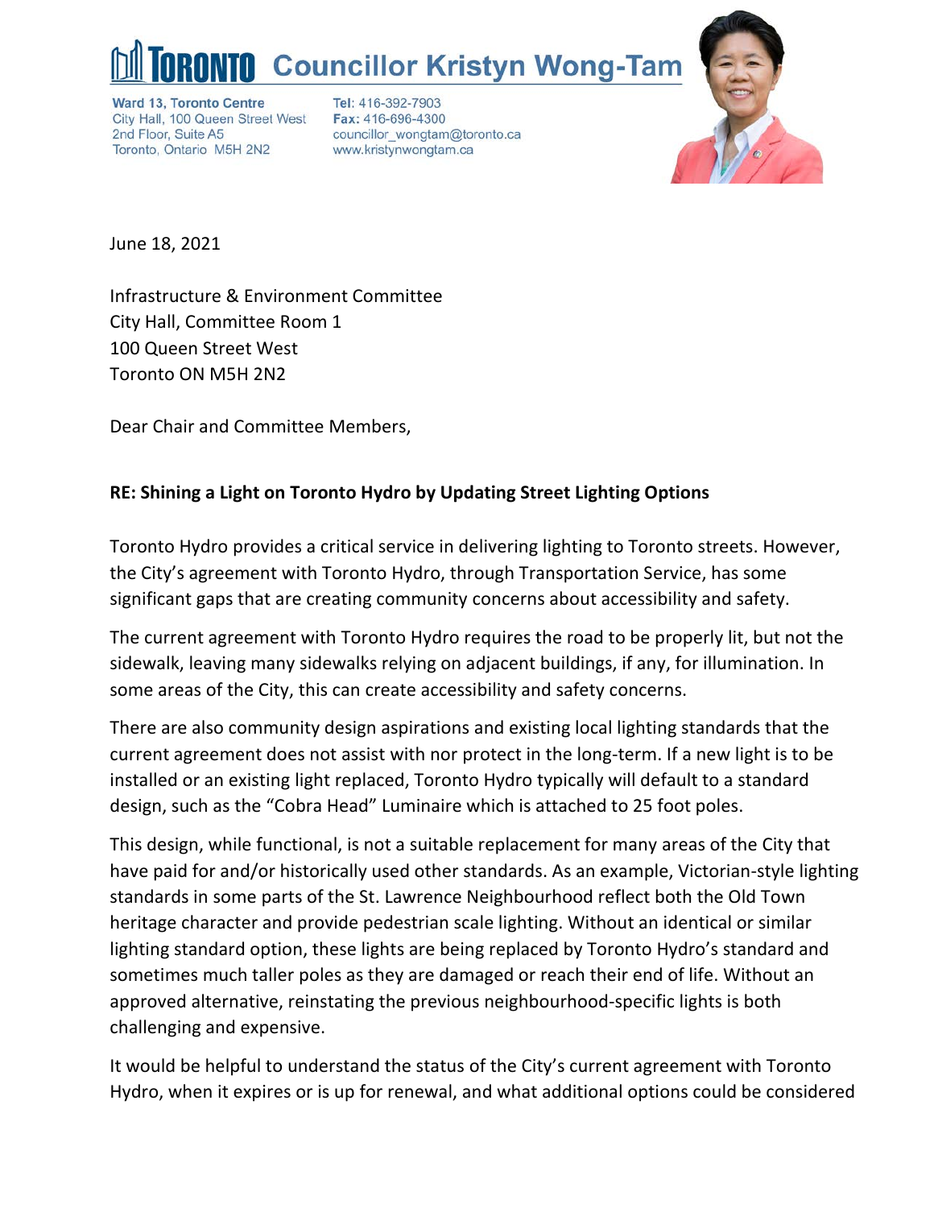# TORONTO Councillor Kristyn Wong-Tam

Ward 13, Toronto Centre
City Hall, 100 Queen Street West
2nd Floor, Suite A5
Toronto, Ontario M5H 2N2

**Tel**: 416-392-7903
**Fax**: 416-696-4300
councillor_wongtam@toronto.ca
www.kristynwongtam.ca

June 18, 2021

Infrastructure & Environment Committee
City Hall, Committee Room 1
100 Queen Street West
Toronto ON M5H 2N2

Dear Chair and Committee Members,

**RE: Shining a Light on Toronto Hydro by Updating Street Lighting Options**

Toronto Hydro provides a critical service in delivering lighting to Toronto streets. However, the City's agreement with Toronto Hydro, through Transportation Service, has some significant gaps that are creating community concerns about accessibility and safety.

The current agreement with Toronto Hydro requires the road to be properly lit, but not the sidewalk, leaving many sidewalks relying on adjacent buildings, if any, for illumination. In some areas of the City, this can create accessibility and safety concerns.

There are also community design aspirations and existing local lighting standards that the current agreement does not assist with nor protect in the long-term. If a new light is to be installed or an existing light replaced, Toronto Hydro typically will default to a standard design, such as the "Cobra Head" Luminaire which is attached to 25 foot poles.

This design, while functional, is not a suitable replacement for many areas of the City that have paid for and/or historically used other standards. As an example, Victorian-style lighting standards in some parts of the St. Lawrence Neighbourhood reflect both the Old Town heritage character and provide pedestrian scale lighting. Without an identical or similar lighting standard option, these lights are being replaced by Toronto Hydro's standard and sometimes much taller poles as they are damaged or reach their end of life. Without an approved alternative, reinstating the previous neighbourhood-specific lights is both challenging and expensive.

It would be helpful to understand the status of the City's current agreement with Toronto Hydro, when it expires or is up for renewal, and what additional options could be considered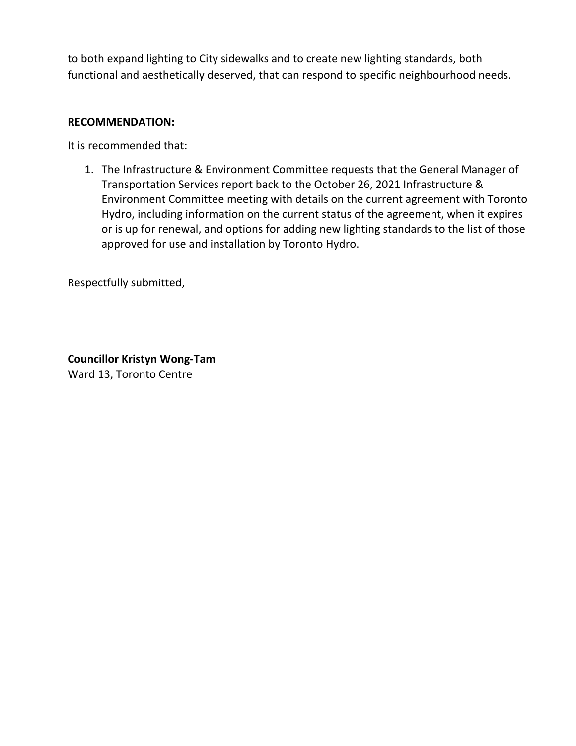to both expand lighting to City sidewalks and to create new lighting standards, both functional and aesthetically deserved, that can respond to specific neighbourhood needs.

**RECOMMENDATION:**

It is recommended that:

1. The Infrastructure & Environment Committee requests that the General Manager of Transportation Services report back to the October 26, 2021 Infrastructure & Environment Committee meeting with details on the current agreement with Toronto Hydro, including information on the current status of the agreement, when it expires or is up for renewal, and options for adding new lighting standards to the list of those approved for use and installation by Toronto Hydro.

Respectfully submitted,

**Councillor Kristyn Wong-Tam**
Ward 13, Toronto Centre